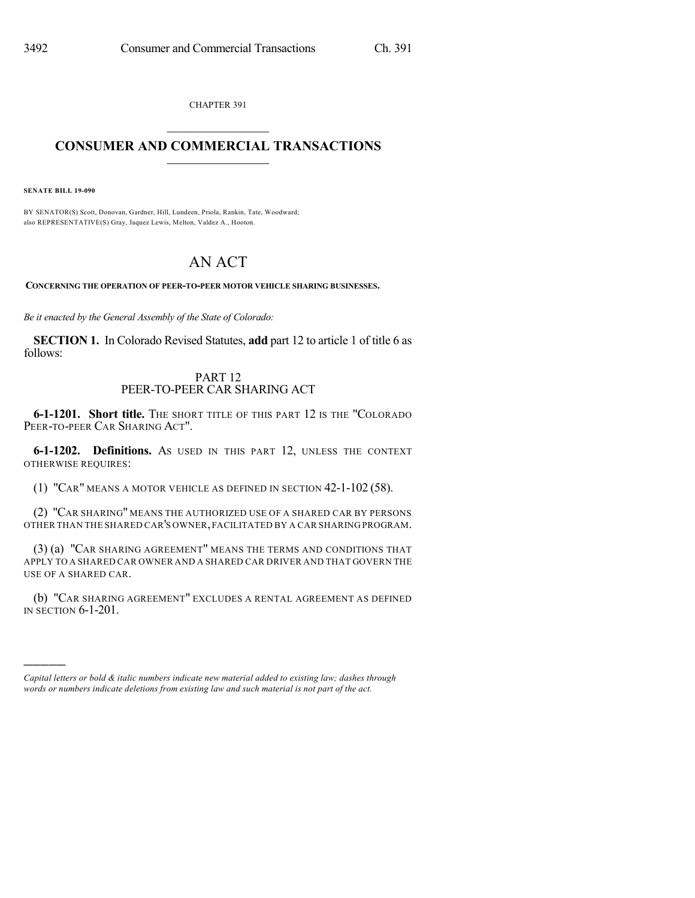CHAPTER 391

# CONSUMER AND COMMERCIAL TRANSACTIONS

**SENATE BILL 19-090**

BY SENATOR(S) Scott, Donovan, Gardner, Hill, Lundeen, Priola, Rankin, Tate, Woodward; also REPRESENTATIVE(S) Gray, Jaquez Lewis, Melton, Valdez A., Hooton.

# AN ACT

**CONCERNING THE OPERATION OF PEER-TO-PEER MOTOR VEHICLE SHARING BUSINESSES.**

*Be it enacted by the General Assembly of the State of Colorado:*

**SECTION 1.** In Colorado Revised Statutes, **add** part 12 to article 1 of title 6 as follows:

## PART 12
## PEER-TO-PEER CAR SHARING ACT

**6-1-1201. Short title.** THE SHORT TITLE OF THIS PART 12 IS THE "COLORADO PEER-TO-PEER CAR SHARING ACT".

**6-1-1202. Definitions.** AS USED IN THIS PART 12, UNLESS THE CONTEXT OTHERWISE REQUIRES:

(1) "CAR" MEANS A MOTOR VEHICLE AS DEFINED IN SECTION 42-1-102 (58).

(2) "CAR SHARING" MEANS THE AUTHORIZED USE OF A SHARED CAR BY PERSONS OTHER THAN THE SHARED CAR'S OWNER, FACILITATED BY A CAR SHARING PROGRAM.

(3) (a) "CAR SHARING AGREEMENT" MEANS THE TERMS AND CONDITIONS THAT APPLY TO A SHARED CAR OWNER AND A SHARED CAR DRIVER AND THAT GOVERN THE USE OF A SHARED CAR.

(b) "CAR SHARING AGREEMENT" EXCLUDES A RENTAL AGREEMENT AS DEFINED IN SECTION 6-1-201.

---

*Capital letters or bold & italic numbers indicate new material added to existing law; dashes through words or numbers indicate deletions from existing law and such material is not part of the act.*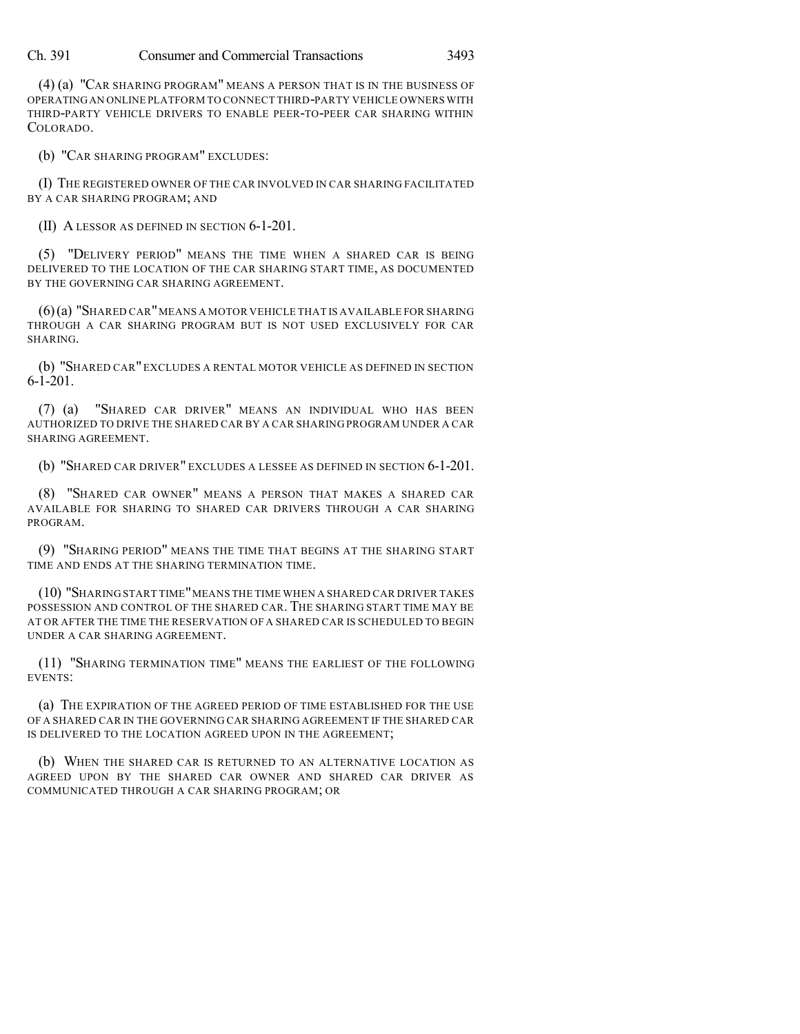(4) (a) "CAR SHARING PROGRAM" MEANS A PERSON THAT IS IN THE BUSINESS OF OPERATING AN ONLINE PLATFORM TO CONNECT THIRD-PARTY VEHICLE OWNERS WITH THIRD-PARTY VEHICLE DRIVERS TO ENABLE PEER-TO-PEER CAR SHARING WITHIN COLORADO.

(b) "CAR SHARING PROGRAM" EXCLUDES:

(I) THE REGISTERED OWNER OF THE CAR INVOLVED IN CAR SHARING FACILITATED BY A CAR SHARING PROGRAM; AND

(II) A LESSOR AS DEFINED IN SECTION 6-1-201.

(5) "DELIVERY PERIOD" MEANS THE TIME WHEN A SHARED CAR IS BEING DELIVERED TO THE LOCATION OF THE CAR SHARING START TIME, AS DOCUMENTED BY THE GOVERNING CAR SHARING AGREEMENT.

(6) (a) "SHARED CAR" MEANS A MOTOR VEHICLE THAT IS AVAILABLE FOR SHARING THROUGH A CAR SHARING PROGRAM BUT IS NOT USED EXCLUSIVELY FOR CAR SHARING.

(b) "SHARED CAR" EXCLUDES A RENTAL MOTOR VEHICLE AS DEFINED IN SECTION 6-1-201.

(7) (a) "SHARED CAR DRIVER" MEANS AN INDIVIDUAL WHO HAS BEEN AUTHORIZED TO DRIVE THE SHARED CAR BY A CAR SHARING PROGRAM UNDER A CAR SHARING AGREEMENT.

(b) "SHARED CAR DRIVER" EXCLUDES A LESSEE AS DEFINED IN SECTION 6-1-201.

(8) "SHARED CAR OWNER" MEANS A PERSON THAT MAKES A SHARED CAR AVAILABLE FOR SHARING TO SHARED CAR DRIVERS THROUGH A CAR SHARING PROGRAM.

(9) "SHARING PERIOD" MEANS THE TIME THAT BEGINS AT THE SHARING START TIME AND ENDS AT THE SHARING TERMINATION TIME.

(10) "SHARING START TIME" MEANS THE TIME WHEN A SHARED CAR DRIVER TAKES POSSESSION AND CONTROL OF THE SHARED CAR. THE SHARING START TIME MAY BE AT OR AFTER THE TIME THE RESERVATION OF A SHARED CAR IS SCHEDULED TO BEGIN UNDER A CAR SHARING AGREEMENT.

(11) "SHARING TERMINATION TIME" MEANS THE EARLIEST OF THE FOLLOWING EVENTS:

(a) THE EXPIRATION OF THE AGREED PERIOD OF TIME ESTABLISHED FOR THE USE OF A SHARED CAR IN THE GOVERNING CAR SHARING AGREEMENT IF THE SHARED CAR IS DELIVERED TO THE LOCATION AGREED UPON IN THE AGREEMENT;

(b) WHEN THE SHARED CAR IS RETURNED TO AN ALTERNATIVE LOCATION AS AGREED UPON BY THE SHARED CAR OWNER AND SHARED CAR DRIVER AS COMMUNICATED THROUGH A CAR SHARING PROGRAM; OR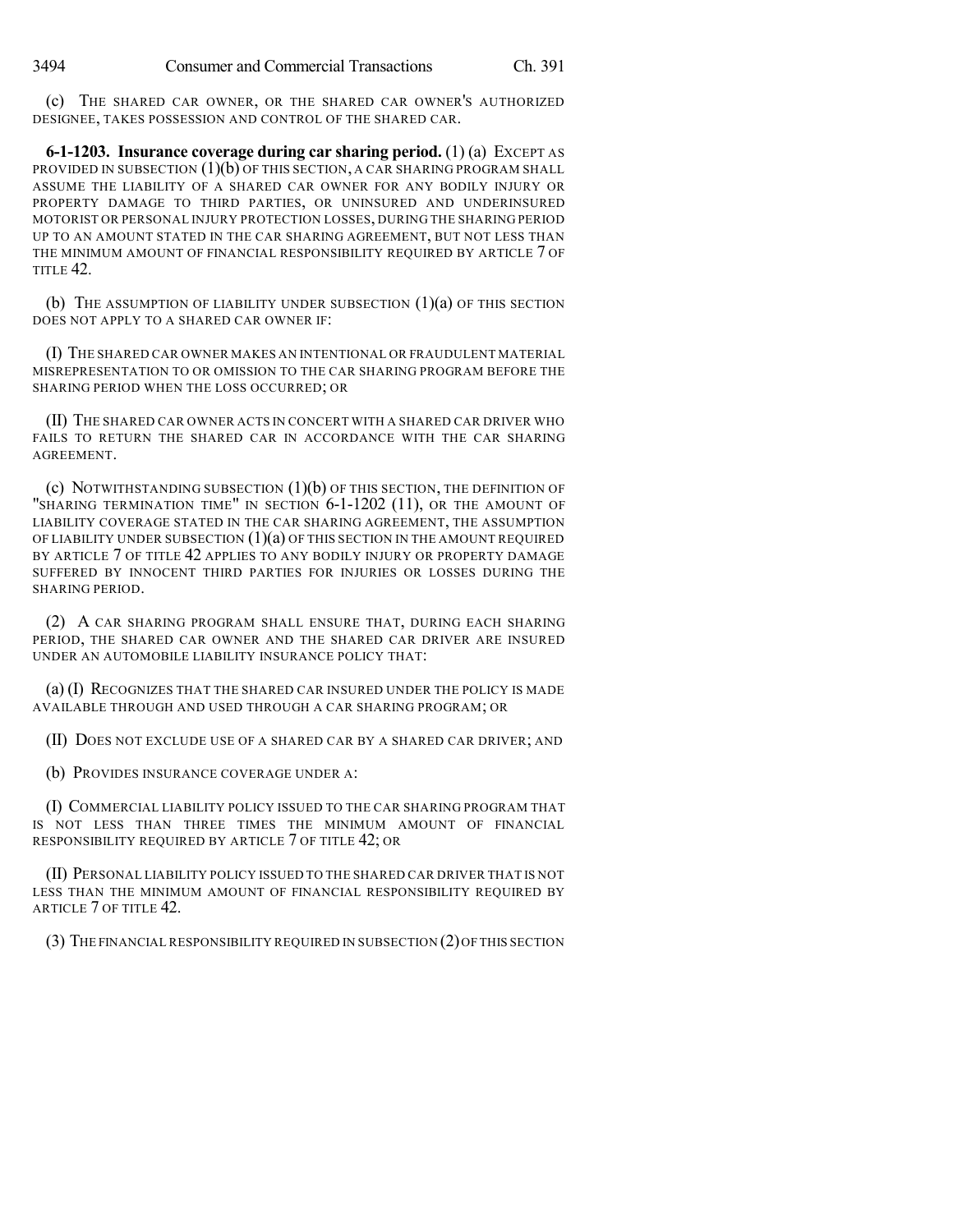(c) THE SHARED CAR OWNER, OR THE SHARED CAR OWNER'S AUTHORIZED DESIGNEE, TAKES POSSESSION AND CONTROL OF THE SHARED CAR.

**6-1-1203. Insurance coverage during car sharing period.** (1) (a) EXCEPT AS PROVIDED IN SUBSECTION (1)(b) OF THIS SECTION, A CAR SHARING PROGRAM SHALL ASSUME THE LIABILITY OF A SHARED CAR OWNER FOR ANY BODILY INJURY OR PROPERTY DAMAGE TO THIRD PARTIES, OR UNINSURED AND UNDERINSURED MOTORIST OR PERSONAL INJURY PROTECTION LOSSES, DURING THE SHARING PERIOD UP TO AN AMOUNT STATED IN THE CAR SHARING AGREEMENT, BUT NOT LESS THAN THE MINIMUM AMOUNT OF FINANCIAL RESPONSIBILITY REQUIRED BY ARTICLE 7 OF TITLE 42.

(b) THE ASSUMPTION OF LIABILITY UNDER SUBSECTION (1)(a) OF THIS SECTION DOES NOT APPLY TO A SHARED CAR OWNER IF:

(I) THE SHARED CAR OWNER MAKES AN INTENTIONAL OR FRAUDULENT MATERIAL MISREPRESENTATION TO OR OMISSION TO THE CAR SHARING PROGRAM BEFORE THE SHARING PERIOD WHEN THE LOSS OCCURRED; OR

(II) THE SHARED CAR OWNER ACTS IN CONCERT WITH A SHARED CAR DRIVER WHO FAILS TO RETURN THE SHARED CAR IN ACCORDANCE WITH THE CAR SHARING AGREEMENT.

(c) NOTWITHSTANDING SUBSECTION (1)(b) OF THIS SECTION, THE DEFINITION OF "SHARING TERMINATION TIME" IN SECTION 6-1-1202 (11), OR THE AMOUNT OF LIABILITY COVERAGE STATED IN THE CAR SHARING AGREEMENT, THE ASSUMPTION OF LIABILITY UNDER SUBSECTION (1)(a) OF THIS SECTION IN THE AMOUNT REQUIRED BY ARTICLE 7 OF TITLE 42 APPLIES TO ANY BODILY INJURY OR PROPERTY DAMAGE SUFFERED BY INNOCENT THIRD PARTIES FOR INJURIES OR LOSSES DURING THE SHARING PERIOD.

(2) A CAR SHARING PROGRAM SHALL ENSURE THAT, DURING EACH SHARING PERIOD, THE SHARED CAR OWNER AND THE SHARED CAR DRIVER ARE INSURED UNDER AN AUTOMOBILE LIABILITY INSURANCE POLICY THAT:

(a) (I) RECOGNIZES THAT THE SHARED CAR INSURED UNDER THE POLICY IS MADE AVAILABLE THROUGH AND USED THROUGH A CAR SHARING PROGRAM; OR

(II) DOES NOT EXCLUDE USE OF A SHARED CAR BY A SHARED CAR DRIVER; AND

(b) PROVIDES INSURANCE COVERAGE UNDER A:

(I) COMMERCIAL LIABILITY POLICY ISSUED TO THE CAR SHARING PROGRAM THAT IS NOT LESS THAN THREE TIMES THE MINIMUM AMOUNT OF FINANCIAL RESPONSIBILITY REQUIRED BY ARTICLE 7 OF TITLE 42; OR

(II) PERSONAL LIABILITY POLICY ISSUED TO THE SHARED CAR DRIVER THAT IS NOT LESS THAN THE MINIMUM AMOUNT OF FINANCIAL RESPONSIBILITY REQUIRED BY ARTICLE 7 OF TITLE 42.

(3) THE FINANCIAL RESPONSIBILITY REQUIRED IN SUBSECTION (2) OF THIS SECTION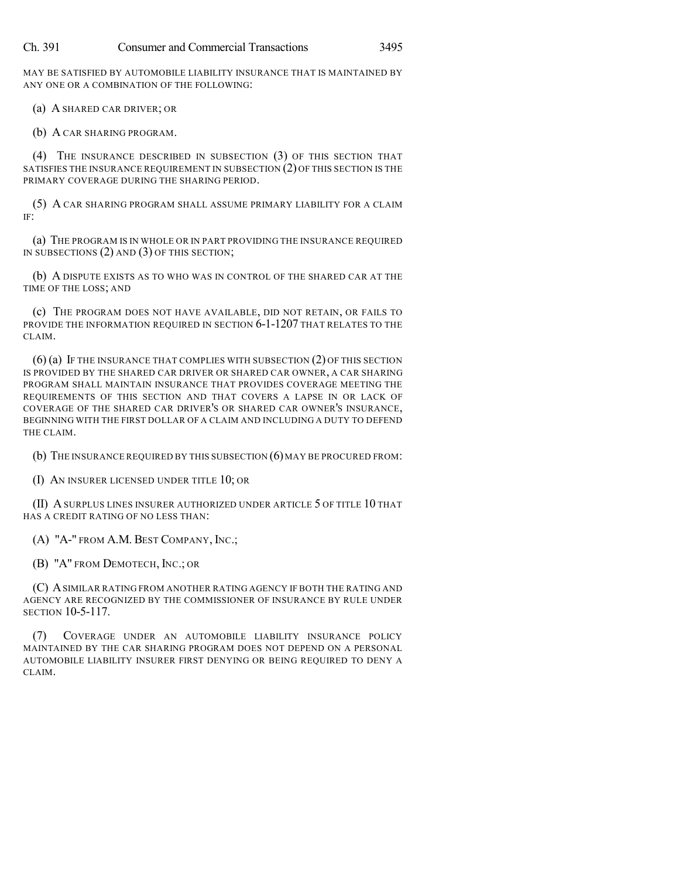MAY BE SATISFIED BY AUTOMOBILE LIABILITY INSURANCE THAT IS MAINTAINED BY ANY ONE OR A COMBINATION OF THE FOLLOWING:

(a) A SHARED CAR DRIVER; OR

(b) A CAR SHARING PROGRAM.

(4) THE INSURANCE DESCRIBED IN SUBSECTION (3) OF THIS SECTION THAT SATISFIES THE INSURANCE REQUIREMENT IN SUBSECTION (2) OF THIS SECTION IS THE PRIMARY COVERAGE DURING THE SHARING PERIOD.

(5) A CAR SHARING PROGRAM SHALL ASSUME PRIMARY LIABILITY FOR A CLAIM IF:

(a) THE PROGRAM IS IN WHOLE OR IN PART PROVIDING THE INSURANCE REQUIRED IN SUBSECTIONS (2) AND (3) OF THIS SECTION;

(b) A DISPUTE EXISTS AS TO WHO WAS IN CONTROL OF THE SHARED CAR AT THE TIME OF THE LOSS; AND

(c) THE PROGRAM DOES NOT HAVE AVAILABLE, DID NOT RETAIN, OR FAILS TO PROVIDE THE INFORMATION REQUIRED IN SECTION 6-1-1207 THAT RELATES TO THE CLAIM.

(6) (a) IF THE INSURANCE THAT COMPLIES WITH SUBSECTION (2) OF THIS SECTION IS PROVIDED BY THE SHARED CAR DRIVER OR SHARED CAR OWNER, A CAR SHARING PROGRAM SHALL MAINTAIN INSURANCE THAT PROVIDES COVERAGE MEETING THE REQUIREMENTS OF THIS SECTION AND THAT COVERS A LAPSE IN OR LACK OF COVERAGE OF THE SHARED CAR DRIVER'S OR SHARED CAR OWNER'S INSURANCE, BEGINNING WITH THE FIRST DOLLAR OF A CLAIM AND INCLUDING A DUTY TO DEFEND THE CLAIM.

(b) THE INSURANCE REQUIRED BY THIS SUBSECTION (6) MAY BE PROCURED FROM:

(I) AN INSURER LICENSED UNDER TITLE 10; OR

(II) A SURPLUS LINES INSURER AUTHORIZED UNDER ARTICLE 5 OF TITLE 10 THAT HAS A CREDIT RATING OF NO LESS THAN:

(A) "A-" FROM A.M. BEST COMPANY, INC.;

(B) "A" FROM DEMOTECH, INC.; OR

(C) A SIMILAR RATING FROM ANOTHER RATING AGENCY IF BOTH THE RATING AND AGENCY ARE RECOGNIZED BY THE COMMISSIONER OF INSURANCE BY RULE UNDER SECTION 10-5-117.

(7) COVERAGE UNDER AN AUTOMOBILE LIABILITY INSURANCE POLICY MAINTAINED BY THE CAR SHARING PROGRAM DOES NOT DEPEND ON A PERSONAL AUTOMOBILE LIABILITY INSURER FIRST DENYING OR BEING REQUIRED TO DENY A CLAIM.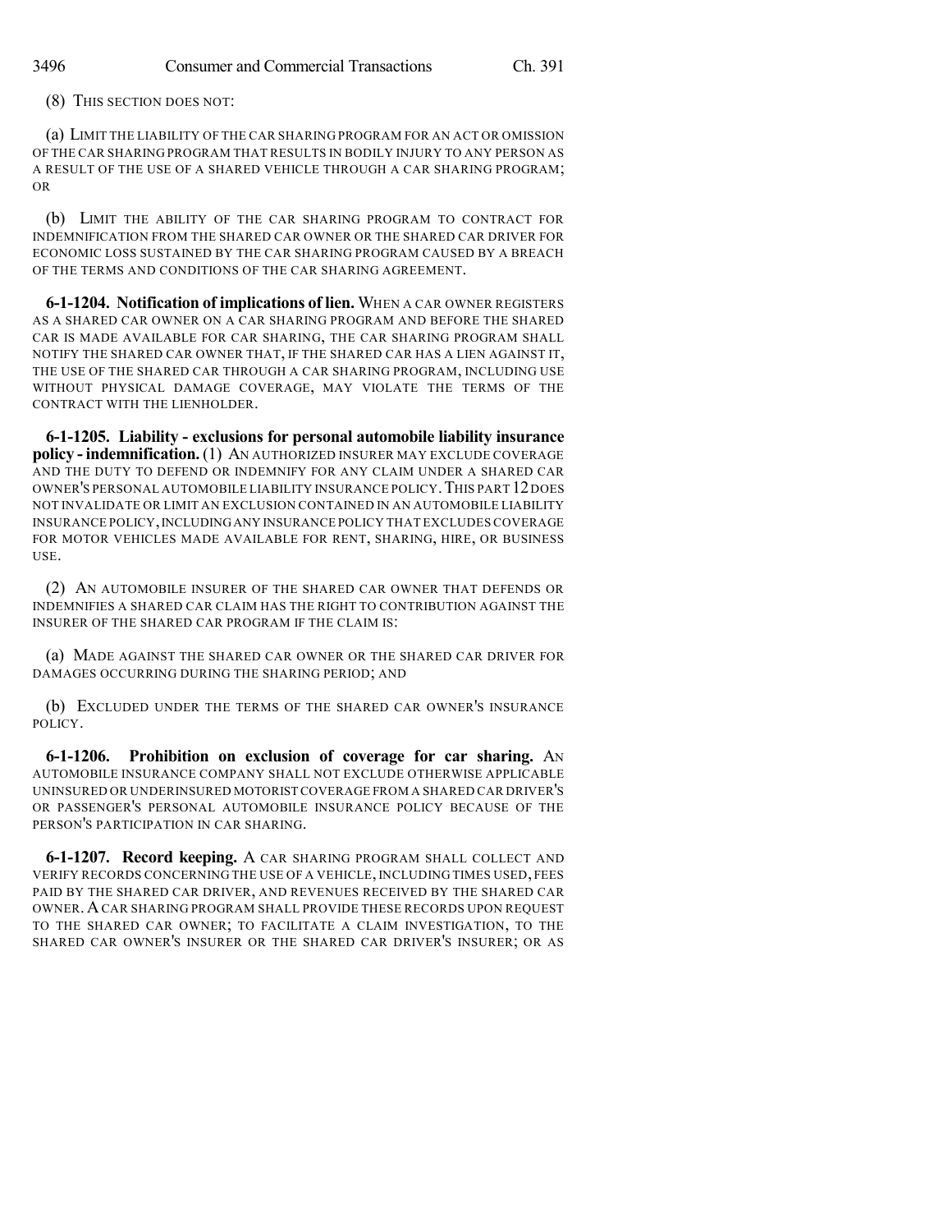(8) THIS SECTION DOES NOT:

(a) LIMIT THE LIABILITY OF THE CAR SHARING PROGRAM FOR AN ACT OR OMISSION OF THE CAR SHARING PROGRAM THAT RESULTS IN BODILY INJURY TO ANY PERSON AS A RESULT OF THE USE OF A SHARED VEHICLE THROUGH A CAR SHARING PROGRAM; OR

(b) LIMIT THE ABILITY OF THE CAR SHARING PROGRAM TO CONTRACT FOR INDEMNIFICATION FROM THE SHARED CAR OWNER OR THE SHARED CAR DRIVER FOR ECONOMIC LOSS SUSTAINED BY THE CAR SHARING PROGRAM CAUSED BY A BREACH OF THE TERMS AND CONDITIONS OF THE CAR SHARING AGREEMENT.

**6-1-1204. Notification of implications of lien.** WHEN A CAR OWNER REGISTERS AS A SHARED CAR OWNER ON A CAR SHARING PROGRAM AND BEFORE THE SHARED CAR IS MADE AVAILABLE FOR CAR SHARING, THE CAR SHARING PROGRAM SHALL NOTIFY THE SHARED CAR OWNER THAT, IF THE SHARED CAR HAS A LIEN AGAINST IT, THE USE OF THE SHARED CAR THROUGH A CAR SHARING PROGRAM, INCLUDING USE WITHOUT PHYSICAL DAMAGE COVERAGE, MAY VIOLATE THE TERMS OF THE CONTRACT WITH THE LIENHOLDER.

**6-1-1205. Liability - exclusions for personal automobile liability insurance policy - indemnification.** (1) AN AUTHORIZED INSURER MAY EXCLUDE COVERAGE AND THE DUTY TO DEFEND OR INDEMNIFY FOR ANY CLAIM UNDER A SHARED CAR OWNER'S PERSONAL AUTOMOBILE LIABILITY INSURANCE POLICY. THIS PART 12 DOES NOT INVALIDATE OR LIMIT AN EXCLUSION CONTAINED IN AN AUTOMOBILE LIABILITY INSURANCE POLICY, INCLUDING ANY INSURANCE POLICY THAT EXCLUDES COVERAGE FOR MOTOR VEHICLES MADE AVAILABLE FOR RENT, SHARING, HIRE, OR BUSINESS USE.

(2) AN AUTOMOBILE INSURER OF THE SHARED CAR OWNER THAT DEFENDS OR INDEMNIFIES A SHARED CAR CLAIM HAS THE RIGHT TO CONTRIBUTION AGAINST THE INSURER OF THE SHARED CAR PROGRAM IF THE CLAIM IS:

(a) MADE AGAINST THE SHARED CAR OWNER OR THE SHARED CAR DRIVER FOR DAMAGES OCCURRING DURING THE SHARING PERIOD; AND

(b) EXCLUDED UNDER THE TERMS OF THE SHARED CAR OWNER'S INSURANCE POLICY.

**6-1-1206. Prohibition on exclusion of coverage for car sharing.** AN AUTOMOBILE INSURANCE COMPANY SHALL NOT EXCLUDE OTHERWISE APPLICABLE UNINSURED OR UNDERINSURED MOTORIST COVERAGE FROM A SHARED CAR DRIVER'S OR PASSENGER'S PERSONAL AUTOMOBILE INSURANCE POLICY BECAUSE OF THE PERSON'S PARTICIPATION IN CAR SHARING.

**6-1-1207. Record keeping.** A CAR SHARING PROGRAM SHALL COLLECT AND VERIFY RECORDS CONCERNING THE USE OF A VEHICLE, INCLUDING TIMES USED, FEES PAID BY THE SHARED CAR DRIVER, AND REVENUES RECEIVED BY THE SHARED CAR OWNER. A CAR SHARING PROGRAM SHALL PROVIDE THESE RECORDS UPON REQUEST TO THE SHARED CAR OWNER; TO FACILITATE A CLAIM INVESTIGATION, TO THE SHARED CAR OWNER'S INSURER OR THE SHARED CAR DRIVER'S INSURER; OR AS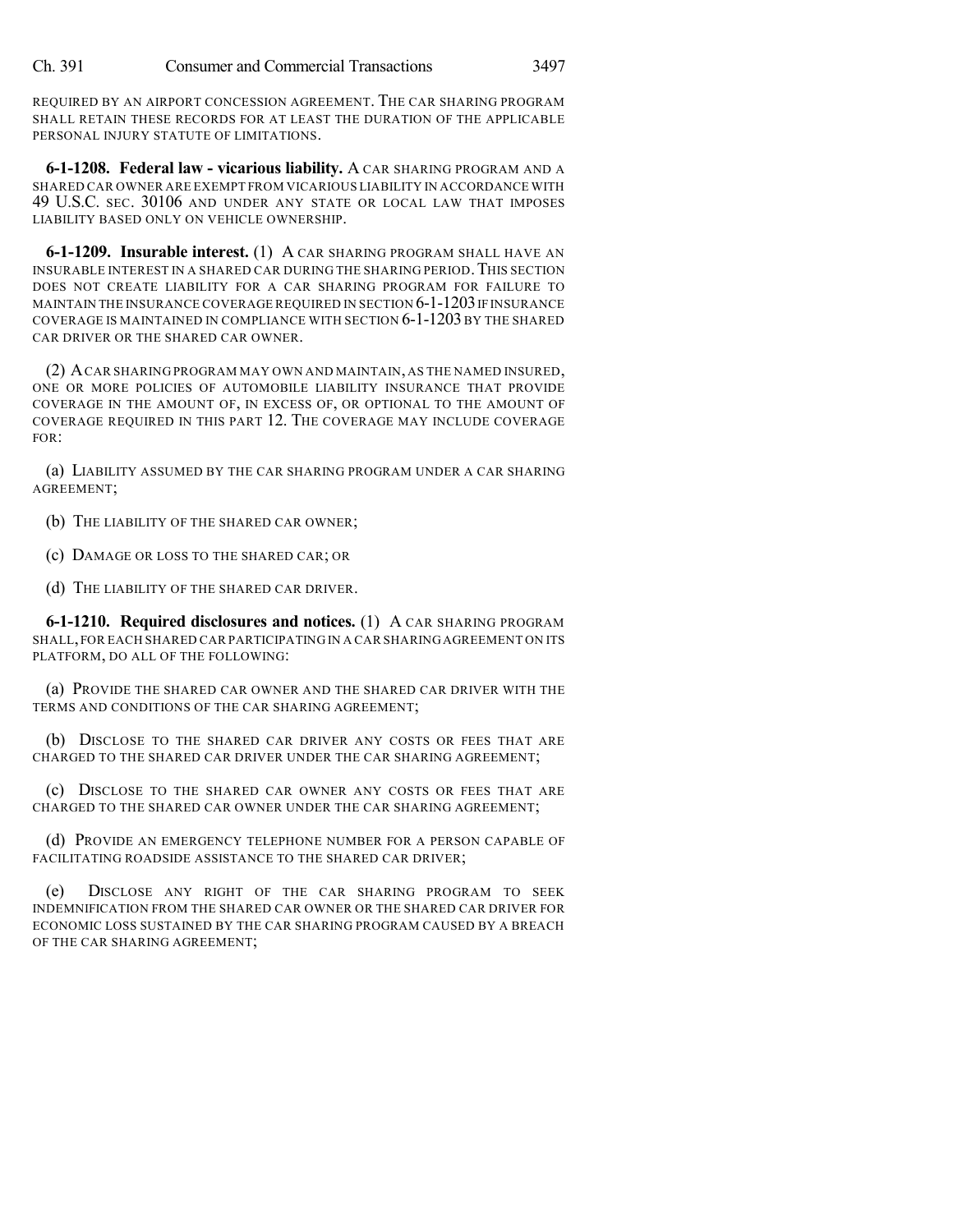REQUIRED BY AN AIRPORT CONCESSION AGREEMENT. THE CAR SHARING PROGRAM SHALL RETAIN THESE RECORDS FOR AT LEAST THE DURATION OF THE APPLICABLE PERSONAL INJURY STATUTE OF LIMITATIONS.

**6-1-1208. Federal law - vicarious liability.** A CAR SHARING PROGRAM AND A SHARED CAR OWNER ARE EXEMPT FROM VICARIOUS LIABILITY IN ACCORDANCE WITH 49 U.S.C. SEC. 30106 AND UNDER ANY STATE OR LOCAL LAW THAT IMPOSES LIABILITY BASED ONLY ON VEHICLE OWNERSHIP.

**6-1-1209. Insurable interest.** (1) A CAR SHARING PROGRAM SHALL HAVE AN INSURABLE INTEREST IN A SHARED CAR DURING THE SHARING PERIOD. THIS SECTION DOES NOT CREATE LIABILITY FOR A CAR SHARING PROGRAM FOR FAILURE TO MAINTAIN THE INSURANCE COVERAGE REQUIRED IN SECTION 6-1-1203 IF INSURANCE COVERAGE IS MAINTAINED IN COMPLIANCE WITH SECTION 6-1-1203 BY THE SHARED CAR DRIVER OR THE SHARED CAR OWNER.

(2) A CAR SHARING PROGRAM MAY OWN AND MAINTAIN, AS THE NAMED INSURED, ONE OR MORE POLICIES OF AUTOMOBILE LIABILITY INSURANCE THAT PROVIDE COVERAGE IN THE AMOUNT OF, IN EXCESS OF, OR OPTIONAL TO THE AMOUNT OF COVERAGE REQUIRED IN THIS PART 12. THE COVERAGE MAY INCLUDE COVERAGE FOR:

(a) LIABILITY ASSUMED BY THE CAR SHARING PROGRAM UNDER A CAR SHARING AGREEMENT;

(b) THE LIABILITY OF THE SHARED CAR OWNER;

(c) DAMAGE OR LOSS TO THE SHARED CAR; OR

(d) THE LIABILITY OF THE SHARED CAR DRIVER.

**6-1-1210. Required disclosures and notices.** (1) A CAR SHARING PROGRAM SHALL, FOR EACH SHARED CAR PARTICIPATING IN A CAR SHARING AGREEMENT ON ITS PLATFORM, DO ALL OF THE FOLLOWING:

(a) PROVIDE THE SHARED CAR OWNER AND THE SHARED CAR DRIVER WITH THE TERMS AND CONDITIONS OF THE CAR SHARING AGREEMENT;

(b) DISCLOSE TO THE SHARED CAR DRIVER ANY COSTS OR FEES THAT ARE CHARGED TO THE SHARED CAR DRIVER UNDER THE CAR SHARING AGREEMENT;

(c) DISCLOSE TO THE SHARED CAR OWNER ANY COSTS OR FEES THAT ARE CHARGED TO THE SHARED CAR OWNER UNDER THE CAR SHARING AGREEMENT;

(d) PROVIDE AN EMERGENCY TELEPHONE NUMBER FOR A PERSON CAPABLE OF FACILITATING ROADSIDE ASSISTANCE TO THE SHARED CAR DRIVER;

(e) DISCLOSE ANY RIGHT OF THE CAR SHARING PROGRAM TO SEEK INDEMNIFICATION FROM THE SHARED CAR OWNER OR THE SHARED CAR DRIVER FOR ECONOMIC LOSS SUSTAINED BY THE CAR SHARING PROGRAM CAUSED BY A BREACH OF THE CAR SHARING AGREEMENT;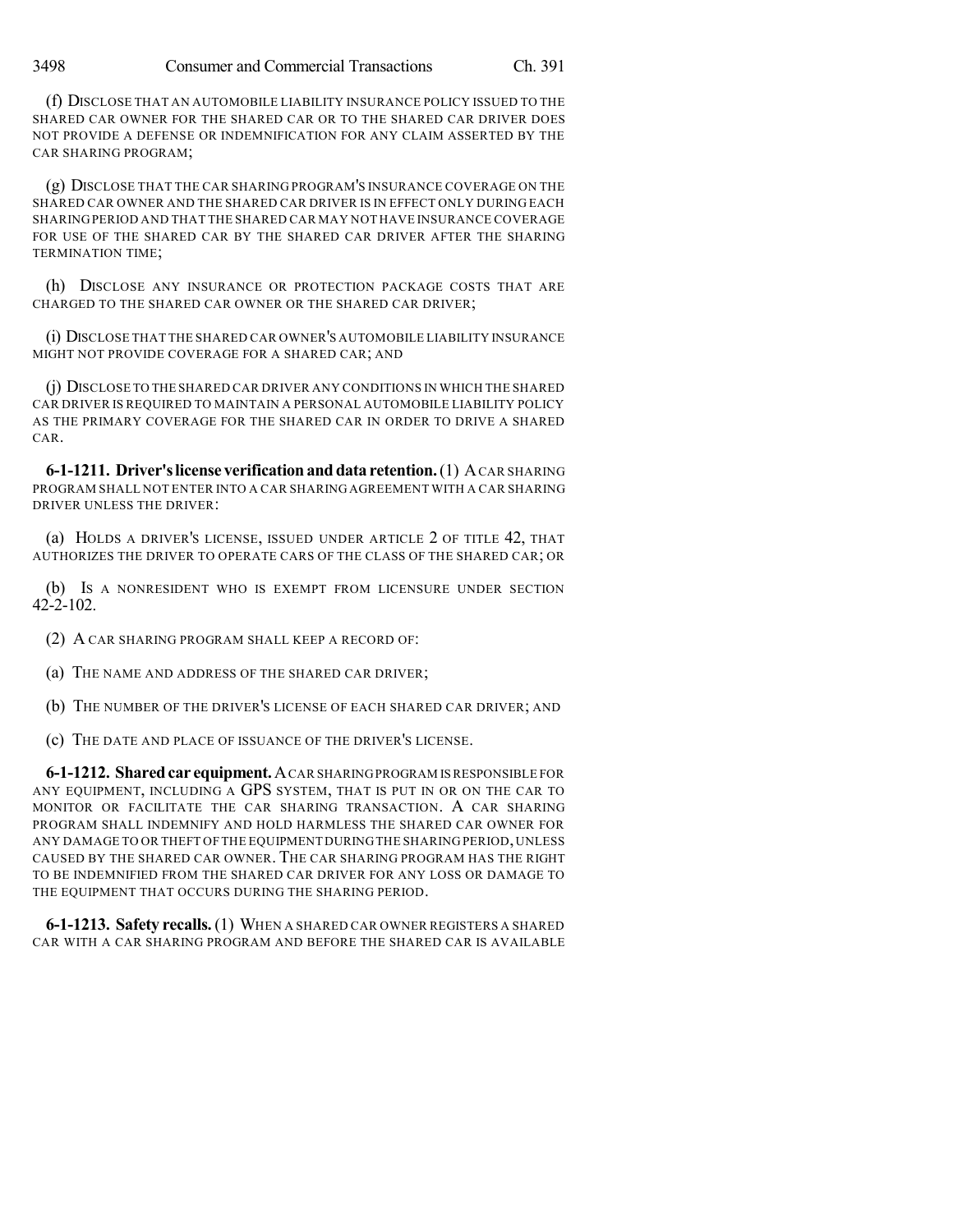(f) DISCLOSE THAT AN AUTOMOBILE LIABILITY INSURANCE POLICY ISSUED TO THE SHARED CAR OWNER FOR THE SHARED CAR OR TO THE SHARED CAR DRIVER DOES NOT PROVIDE A DEFENSE OR INDEMNIFICATION FOR ANY CLAIM ASSERTED BY THE CAR SHARING PROGRAM;

(g) DISCLOSE THAT THE CAR SHARING PROGRAM'S INSURANCE COVERAGE ON THE SHARED CAR OWNER AND THE SHARED CAR DRIVER IS IN EFFECT ONLY DURING EACH SHARING PERIOD AND THAT THE SHARED CAR MAY NOT HAVE INSURANCE COVERAGE FOR USE OF THE SHARED CAR BY THE SHARED CAR DRIVER AFTER THE SHARING TERMINATION TIME;

(h) DISCLOSE ANY INSURANCE OR PROTECTION PACKAGE COSTS THAT ARE CHARGED TO THE SHARED CAR OWNER OR THE SHARED CAR DRIVER;

(i) DISCLOSE THAT THE SHARED CAR OWNER'S AUTOMOBILE LIABILITY INSURANCE MIGHT NOT PROVIDE COVERAGE FOR A SHARED CAR; AND

(j) DISCLOSE TO THE SHARED CAR DRIVER ANY CONDITIONS IN WHICH THE SHARED CAR DRIVER IS REQUIRED TO MAINTAIN A PERSONAL AUTOMOBILE LIABILITY POLICY AS THE PRIMARY COVERAGE FOR THE SHARED CAR IN ORDER TO DRIVE A SHARED CAR.

**6-1-1211. Driver's license verification and data retention.** (1) A CAR SHARING PROGRAM SHALL NOT ENTER INTO A CAR SHARING AGREEMENT WITH A CAR SHARING DRIVER UNLESS THE DRIVER:

(a) HOLDS A DRIVER'S LICENSE, ISSUED UNDER ARTICLE 2 OF TITLE 42, THAT AUTHORIZES THE DRIVER TO OPERATE CARS OF THE CLASS OF THE SHARED CAR; OR

(b) IS A NONRESIDENT WHO IS EXEMPT FROM LICENSURE UNDER SECTION 42-2-102.

(2) A CAR SHARING PROGRAM SHALL KEEP A RECORD OF:

(a) THE NAME AND ADDRESS OF THE SHARED CAR DRIVER;

(b) THE NUMBER OF THE DRIVER'S LICENSE OF EACH SHARED CAR DRIVER; AND

(c) THE DATE AND PLACE OF ISSUANCE OF THE DRIVER'S LICENSE.

**6-1-1212. Shared car equipment.** A CAR SHARING PROGRAM IS RESPONSIBLE FOR ANY EQUIPMENT, INCLUDING A GPS SYSTEM, THAT IS PUT IN OR ON THE CAR TO MONITOR OR FACILITATE THE CAR SHARING TRANSACTION. A CAR SHARING PROGRAM SHALL INDEMNIFY AND HOLD HARMLESS THE SHARED CAR OWNER FOR ANY DAMAGE TO OR THEFT OF THE EQUIPMENT DURING THE SHARING PERIOD, UNLESS CAUSED BY THE SHARED CAR OWNER. THE CAR SHARING PROGRAM HAS THE RIGHT TO BE INDEMNIFIED FROM THE SHARED CAR DRIVER FOR ANY LOSS OR DAMAGE TO THE EQUIPMENT THAT OCCURS DURING THE SHARING PERIOD.

**6-1-1213. Safety recalls.** (1) WHEN A SHARED CAR OWNER REGISTERS A SHARED CAR WITH A CAR SHARING PROGRAM AND BEFORE THE SHARED CAR IS AVAILABLE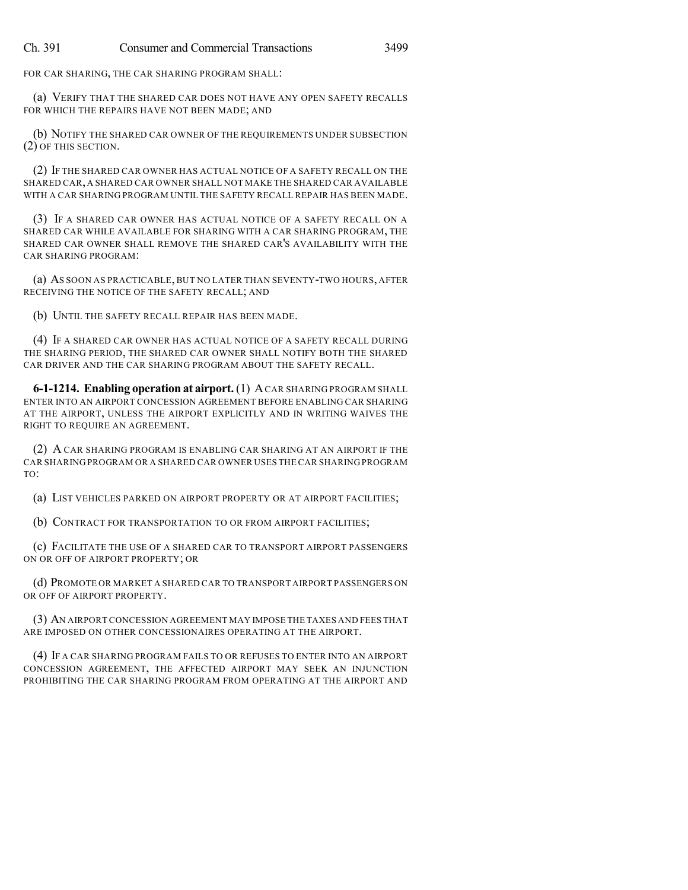FOR CAR SHARING, THE CAR SHARING PROGRAM SHALL:

(a) VERIFY THAT THE SHARED CAR DOES NOT HAVE ANY OPEN SAFETY RECALLS FOR WHICH THE REPAIRS HAVE NOT BEEN MADE; AND

(b) NOTIFY THE SHARED CAR OWNER OF THE REQUIREMENTS UNDER SUBSECTION (2) OF THIS SECTION.

(2) IF THE SHARED CAR OWNER HAS ACTUAL NOTICE OF A SAFETY RECALL ON THE SHARED CAR, A SHARED CAR OWNER SHALL NOT MAKE THE SHARED CAR AVAILABLE WITH A CAR SHARING PROGRAM UNTIL THE SAFETY RECALL REPAIR HAS BEEN MADE.

(3) IF A SHARED CAR OWNER HAS ACTUAL NOTICE OF A SAFETY RECALL ON A SHARED CAR WHILE AVAILABLE FOR SHARING WITH A CAR SHARING PROGRAM, THE SHARED CAR OWNER SHALL REMOVE THE SHARED CAR'S AVAILABILITY WITH THE CAR SHARING PROGRAM:

(a) AS SOON AS PRACTICABLE, BUT NO LATER THAN SEVENTY-TWO HOURS, AFTER RECEIVING THE NOTICE OF THE SAFETY RECALL; AND

(b) UNTIL THE SAFETY RECALL REPAIR HAS BEEN MADE.

(4) IF A SHARED CAR OWNER HAS ACTUAL NOTICE OF A SAFETY RECALL DURING THE SHARING PERIOD, THE SHARED CAR OWNER SHALL NOTIFY BOTH THE SHARED CAR DRIVER AND THE CAR SHARING PROGRAM ABOUT THE SAFETY RECALL.

**6-1-1214. Enabling operation at airport.** (1) A CAR SHARING PROGRAM SHALL ENTER INTO AN AIRPORT CONCESSION AGREEMENT BEFORE ENABLING CAR SHARING AT THE AIRPORT, UNLESS THE AIRPORT EXPLICITLY AND IN WRITING WAIVES THE RIGHT TO REQUIRE AN AGREEMENT.

(2) A CAR SHARING PROGRAM IS ENABLING CAR SHARING AT AN AIRPORT IF THE CAR SHARING PROGRAM OR A SHARED CAR OWNER USES THE CAR SHARING PROGRAM TO:

(a) LIST VEHICLES PARKED ON AIRPORT PROPERTY OR AT AIRPORT FACILITIES;

(b) CONTRACT FOR TRANSPORTATION TO OR FROM AIRPORT FACILITIES;

(c) FACILITATE THE USE OF A SHARED CAR TO TRANSPORT AIRPORT PASSENGERS ON OR OFF OF AIRPORT PROPERTY; OR

(d) PROMOTE OR MARKET A SHARED CAR TO TRANSPORT AIRPORT PASSENGERS ON OR OFF OF AIRPORT PROPERTY.

(3) AN AIRPORT CONCESSION AGREEMENT MAY IMPOSE THE TAXES AND FEES THAT ARE IMPOSED ON OTHER CONCESSIONAIRES OPERATING AT THE AIRPORT.

(4) IF A CAR SHARING PROGRAM FAILS TO OR REFUSES TO ENTER INTO AN AIRPORT CONCESSION AGREEMENT, THE AFFECTED AIRPORT MAY SEEK AN INJUNCTION PROHIBITING THE CAR SHARING PROGRAM FROM OPERATING AT THE AIRPORT AND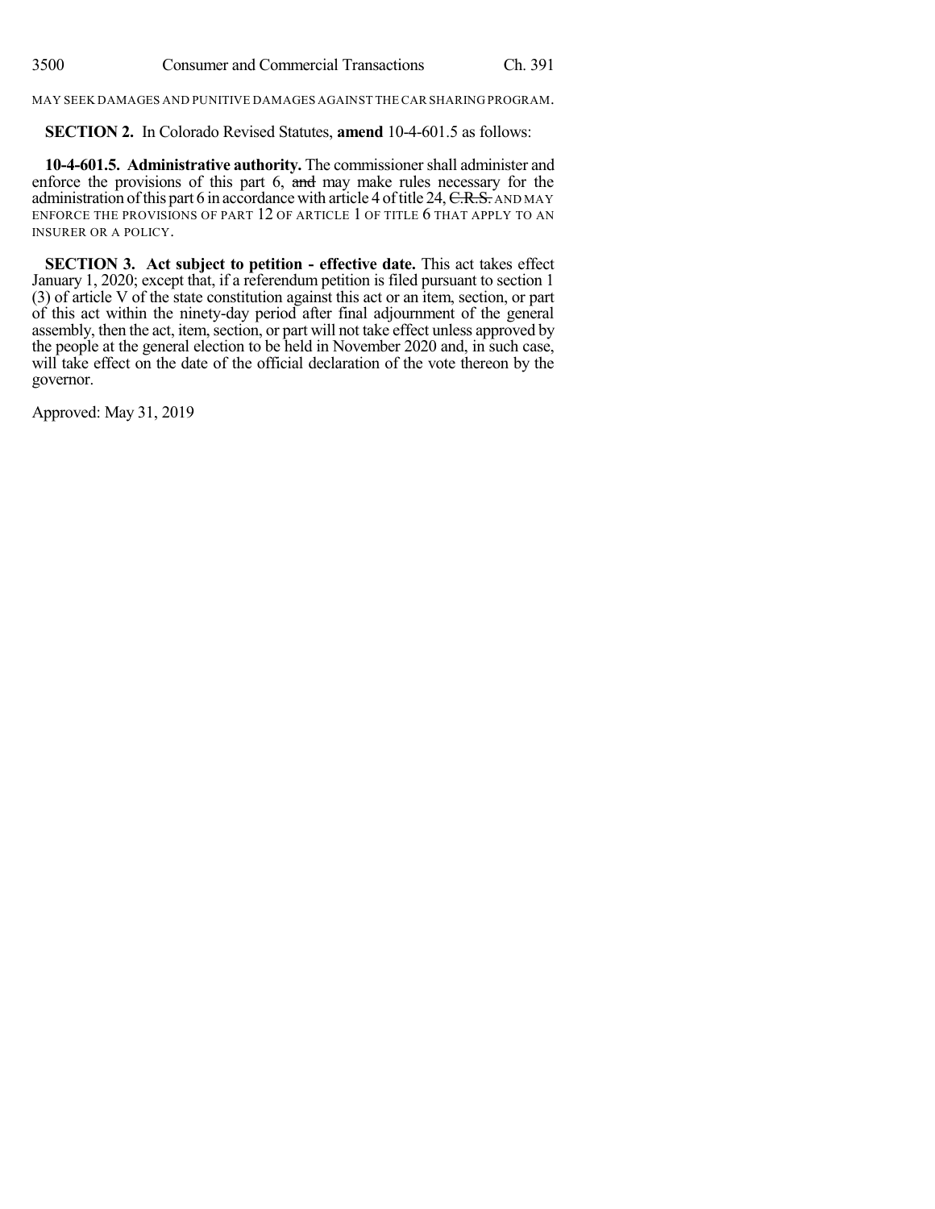MAY SEEK DAMAGES AND PUNITIVE DAMAGES AGAINST THE CAR SHARING PROGRAM.

**SECTION 2.** In Colorado Revised Statutes, **amend** 10-4-601.5 as follows:

**10-4-601.5. Administrative authority.** The commissioner shall administer and enforce the provisions of this part 6, ~~and~~ may make rules necessary for the administration of this part 6 in accordance with article 4 of title 24, ~~C.R.S.~~ AND MAY ENFORCE THE PROVISIONS OF PART 12 OF ARTICLE 1 OF TITLE 6 THAT APPLY TO AN INSURER OR A POLICY.

**SECTION 3. Act subject to petition - effective date.** This act takes effect January 1, 2020; except that, if a referendum petition is filed pursuant to section 1 (3) of article V of the state constitution against this act or an item, section, or part of this act within the ninety-day period after final adjournment of the general assembly, then the act, item, section, or part will not take effect unless approved by the people at the general election to be held in November 2020 and, in such case, will take effect on the date of the official declaration of the vote thereon by the governor.

Approved: May 31, 2019